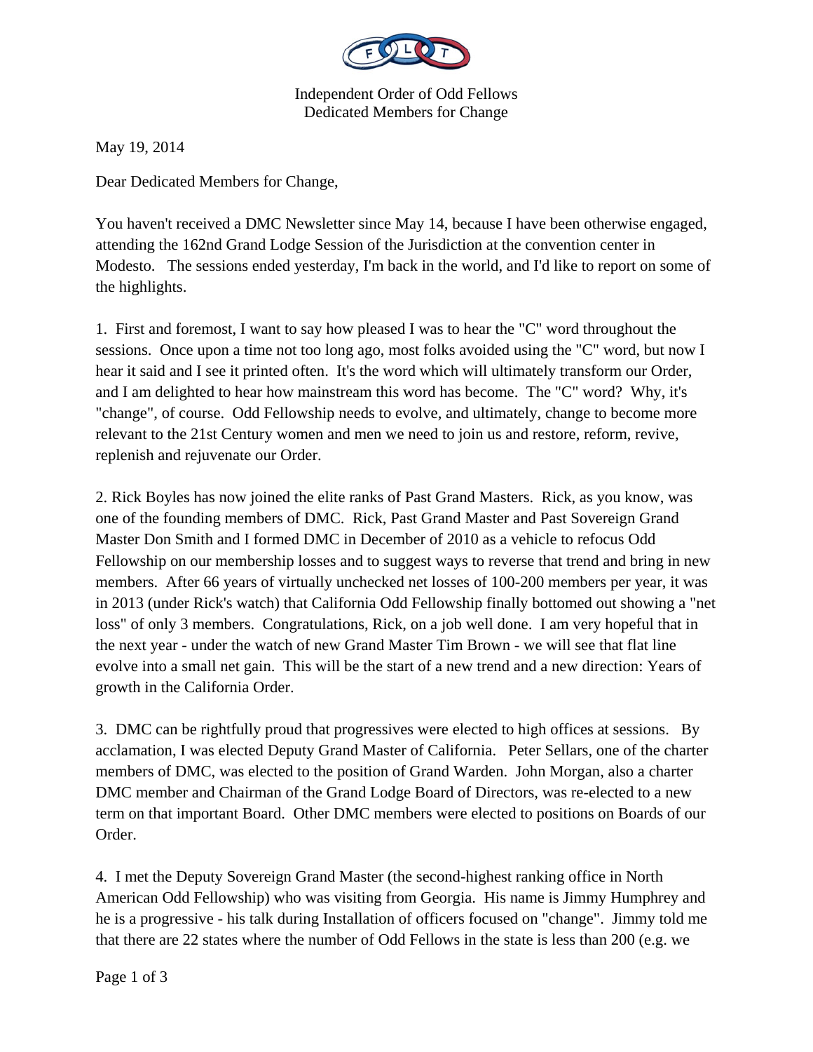Independent Order of Odd Fellows
Dedicated Members for Change

May 19, 2014

Dear Dedicated Members for Change,

You haven't received a DMC Newsletter since May 14, because I have been otherwise engaged, attending the 162nd Grand Lodge Session of the Jurisdiction at the convention center in Modesto. The sessions ended yesterday, I'm back in the world, and I'd like to report on some of the highlights.

1. First and foremost, I want to say how pleased I was to hear the "C" word throughout the sessions. Once upon a time not too long ago, most folks avoided using the "C" word, but now I hear it said and I see it printed often. It's the word which will ultimately transform our Order, and I am delighted to hear how mainstream this word has become. The "C" word? Why, it's "change", of course. Odd Fellowship needs to evolve, and ultimately, change to become more relevant to the 21st Century women and men we need to join us and restore, reform, revive, replenish and rejuvenate our Order.

2. Rick Boyles has now joined the elite ranks of Past Grand Masters. Rick, as you know, was one of the founding members of DMC. Rick, Past Grand Master and Past Sovereign Grand Master Don Smith and I formed DMC in December of 2010 as a vehicle to refocus Odd Fellowship on our membership losses and to suggest ways to reverse that trend and bring in new members. After 66 years of virtually unchecked net losses of 100-200 members per year, it was in 2013 (under Rick's watch) that California Odd Fellowship finally bottomed out showing a "net loss" of only 3 members. Congratulations, Rick, on a job well done. I am very hopeful that in the next year - under the watch of new Grand Master Tim Brown - we will see that flat line evolve into a small net gain. This will be the start of a new trend and a new direction: Years of growth in the California Order.

3. DMC can be rightfully proud that progressives were elected to high offices at sessions. By acclamation, I was elected Deputy Grand Master of California. Peter Sellars, one of the charter members of DMC, was elected to the position of Grand Warden. John Morgan, also a charter DMC member and Chairman of the Grand Lodge Board of Directors, was re-elected to a new term on that important Board. Other DMC members were elected to positions on Boards of our Order.

4. I met the Deputy Sovereign Grand Master (the second-highest ranking office in North American Odd Fellowship) who was visiting from Georgia. His name is Jimmy Humphrey and he is a progressive - his talk during Installation of officers focused on "change". Jimmy told me that there are 22 states where the number of Odd Fellows in the state is less than 200 (e.g. we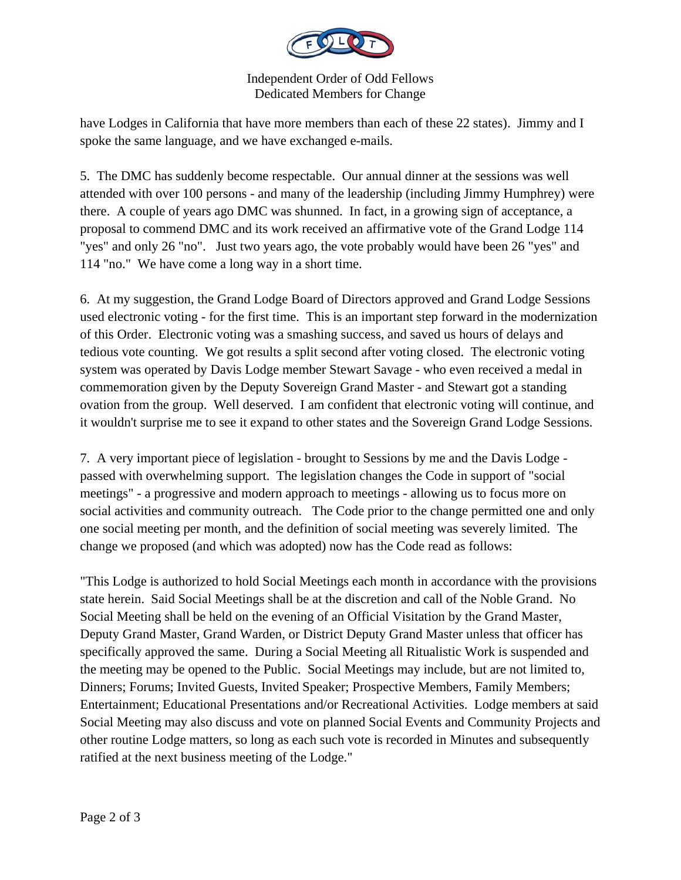have Lodges in California that have more members than each of these 22 states). Jimmy and I spoke the same language, and we have exchanged e-mails.

5. The DMC has suddenly become respectable. Our annual dinner at the sessions was well attended with over 100 persons - and many of the leadership (including Jimmy Humphrey) were there. A couple of years ago DMC was shunned. In fact, in a growing sign of acceptance, a proposal to commend DMC and its work received an affirmative vote of the Grand Lodge 114 "yes" and only 26 "no". Just two years ago, the vote probably would have been 26 "yes" and 114 "no." We have come a long way in a short time.

6. At my suggestion, the Grand Lodge Board of Directors approved and Grand Lodge Sessions used electronic voting - for the first time. This is an important step forward in the modernization of this Order. Electronic voting was a smashing success, and saved us hours of delays and tedious vote counting. We got results a split second after voting closed. The electronic voting system was operated by Davis Lodge member Stewart Savage - who even received a medal in commemoration given by the Deputy Sovereign Grand Master - and Stewart got a standing ovation from the group. Well deserved. I am confident that electronic voting will continue, and it wouldn't surprise me to see it expand to other states and the Sovereign Grand Lodge Sessions.

7. A very important piece of legislation - brought to Sessions by me and the Davis Lodge - passed with overwhelming support. The legislation changes the Code in support of "social meetings" - a progressive and modern approach to meetings - allowing us to focus more on social activities and community outreach. The Code prior to the change permitted one and only one social meeting per month, and the definition of social meeting was severely limited. The change we proposed (and which was adopted) now has the Code read as follows:

"This Lodge is authorized to hold Social Meetings each month in accordance with the provisions state herein. Said Social Meetings shall be at the discretion and call of the Noble Grand. No Social Meeting shall be held on the evening of an Official Visitation by the Grand Master, Deputy Grand Master, Grand Warden, or District Deputy Grand Master unless that officer has specifically approved the same. During a Social Meeting all Ritualistic Work is suspended and the meeting may be opened to the Public. Social Meetings may include, but are not limited to, Dinners; Forums; Invited Guests, Invited Speaker; Prospective Members, Family Members; Entertainment; Educational Presentations and/or Recreational Activities. Lodge members at said Social Meeting may also discuss and vote on planned Social Events and Community Projects and other routine Lodge matters, so long as each such vote is recorded in Minutes and subsequently ratified at the next business meeting of the Lodge."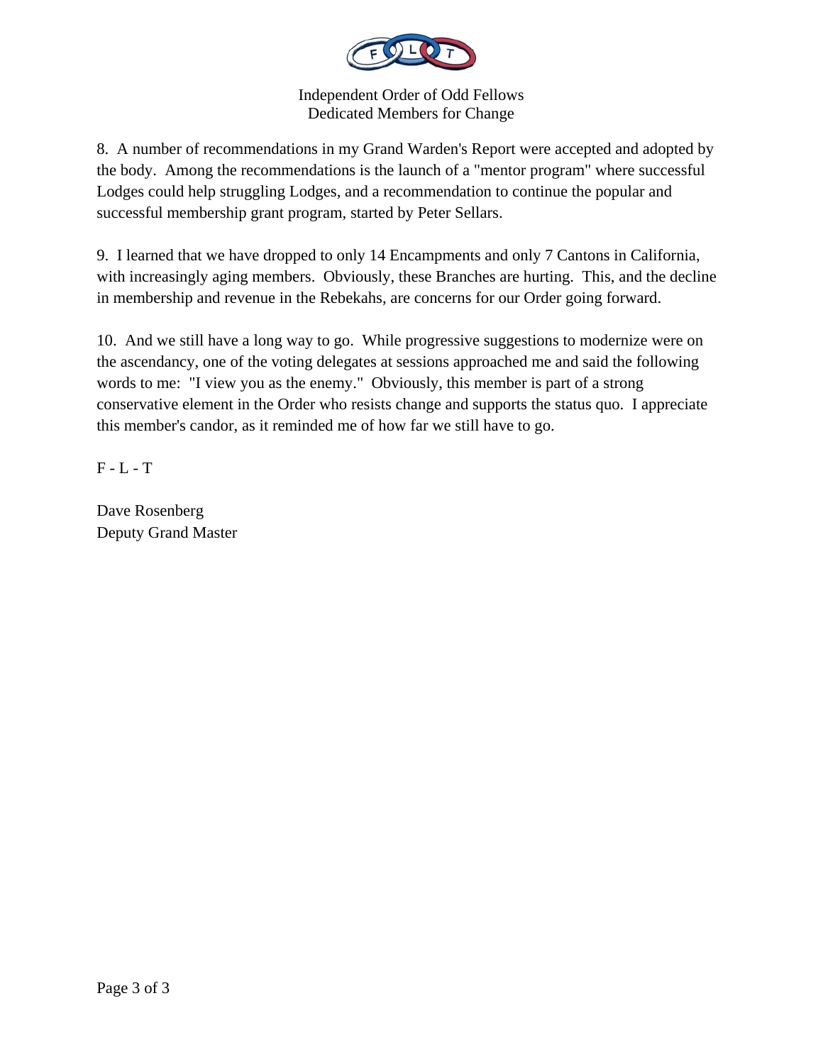Independent Order of Odd Fellows
Dedicated Members for Change

8. A number of recommendations in my Grand Warden's Report were accepted and adopted by the body. Among the recommendations is the launch of a "mentor program" where successful Lodges could help struggling Lodges, and a recommendation to continue the popular and successful membership grant program, started by Peter Sellars.

9. I learned that we have dropped to only 14 Encampments and only 7 Cantons in California, with increasingly aging members. Obviously, these Branches are hurting. This, and the decline in membership and revenue in the Rebekahs, are concerns for our Order going forward.

10. And we still have a long way to go. While progressive suggestions to modernize were on the ascendancy, one of the voting delegates at sessions approached me and said the following words to me: "I view you as the enemy." Obviously, this member is part of a strong conservative element in the Order who resists change and supports the status quo. I appreciate this member's candor, as it reminded me of how far we still have to go.

F - L - T

Dave Rosenberg
Deputy Grand Master